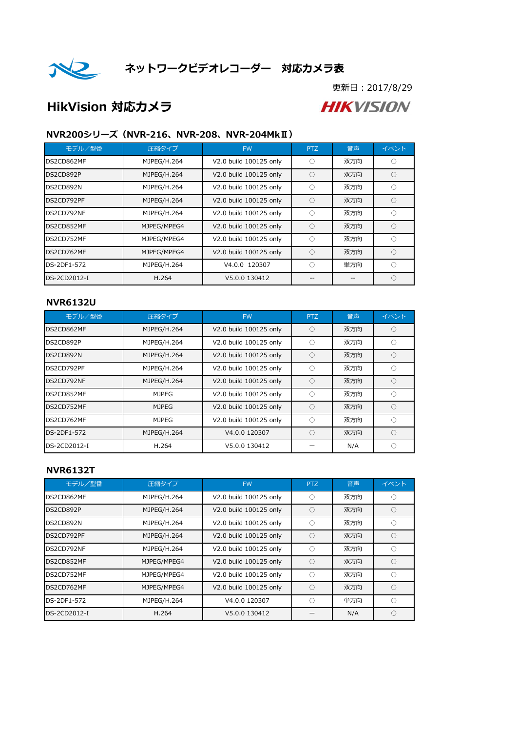# ネットワークビデオレコーダー　対応カメラ表

更新日：2017/8/29

## HikVision 対応カメラ

HIKVISION

### NVR200シリーズ（NVR-216、NVR-208、NVR-204MkⅡ）

| モデル／型番 | 圧縮タイプ | FW | PTZ | 音声 | イベント |
|---|---|---|---|---|---|
| DS2CD862MF | MJPEG/H.264 | V2.0 build 100125 only | ○ | 双方向 | ○ |
| DS2CD892P | MJPEG/H.264 | V2.0 build 100125 only | ○ | 双方向 | ○ |
| DS2CD892N | MJPEG/H.264 | V2.0 build 100125 only | ○ | 双方向 | ○ |
| DS2CD792PF | MJPEG/H.264 | V2.0 build 100125 only | ○ | 双方向 | ○ |
| DS2CD792NF | MJPEG/H.264 | V2.0 build 100125 only | ○ | 双方向 | ○ |
| DS2CD852MF | MJPEG/MPEG4 | V2.0 build 100125 only | ○ | 双方向 | ○ |
| DS2CD752MF | MJPEG/MPEG4 | V2.0 build 100125 only | ○ | 双方向 | ○ |
| DS2CD762MF | MJPEG/MPEG4 | V2.0 build 100125 only | ○ | 双方向 | ○ |
| DS-2DF1-572 | MJPEG/H.264 | V4.0.0　120307 | ○ | 単方向 | ○ |
| DS-2CD2012-I | H.264 | V5.0.0 130412 | -- | -- | ○ |

### NVR6132U

| モデル／型番 | 圧縮タイプ | FW | PTZ | 音声 | イベント |
|---|---|---|---|---|---|
| DS2CD862MF | MJPEG/H.264 | V2.0 build 100125 only | ○ | 双方向 | ○ |
| DS2CD892P | MJPEG/H.264 | V2.0 build 100125 only | ○ | 双方向 | ○ |
| DS2CD892N | MJPEG/H.264 | V2.0 build 100125 only | ○ | 双方向 | ○ |
| DS2CD792PF | MJPEG/H.264 | V2.0 build 100125 only | ○ | 双方向 | ○ |
| DS2CD792NF | MJPEG/H.264 | V2.0 build 100125 only | ○ | 双方向 | ○ |
| DS2CD852MF | MJPEG | V2.0 build 100125 only | ○ | 双方向 | ○ |
| DS2CD752MF | MJPEG | V2.0 build 100125 only | ○ | 双方向 | ○ |
| DS2CD762MF | MJPEG | V2.0 build 100125 only | ○ | 双方向 | ○ |
| DS-2DF1-572 | MJPEG/H.264 | V4.0.0 120307 | ○ | 双方向 | ○ |
| DS-2CD2012-I | H.264 | V5.0.0 130412 | ― | N/A | ○ |

### NVR6132T

| モデル／型番 | 圧縮タイプ | FW | PTZ | 音声 | イベント |
|---|---|---|---|---|---|
| DS2CD862MF | MJPEG/H.264 | V2.0 build 100125 only | ○ | 双方向 | ○ |
| DS2CD892P | MJPEG/H.264 | V2.0 build 100125 only | ○ | 双方向 | ○ |
| DS2CD892N | MJPEG/H.264 | V2.0 build 100125 only | ○ | 双方向 | ○ |
| DS2CD792PF | MJPEG/H.264 | V2.0 build 100125 only | ○ | 双方向 | ○ |
| DS2CD792NF | MJPEG/H.264 | V2.0 build 100125 only | ○ | 双方向 | ○ |
| DS2CD852MF | MJPEG/MPEG4 | V2.0 build 100125 only | ○ | 双方向 | ○ |
| DS2CD752MF | MJPEG/MPEG4 | V2.0 build 100125 only | ○ | 双方向 | ○ |
| DS2CD762MF | MJPEG/MPEG4 | V2.0 build 100125 only | ○ | 双方向 | ○ |
| DS-2DF1-572 | MJPEG/H.264 | V4.0.0 120307 | ○ | 単方向 | ○ |
| DS-2CD2012-I | H.264 | V5.0.0 130412 | ― | N/A | ○ |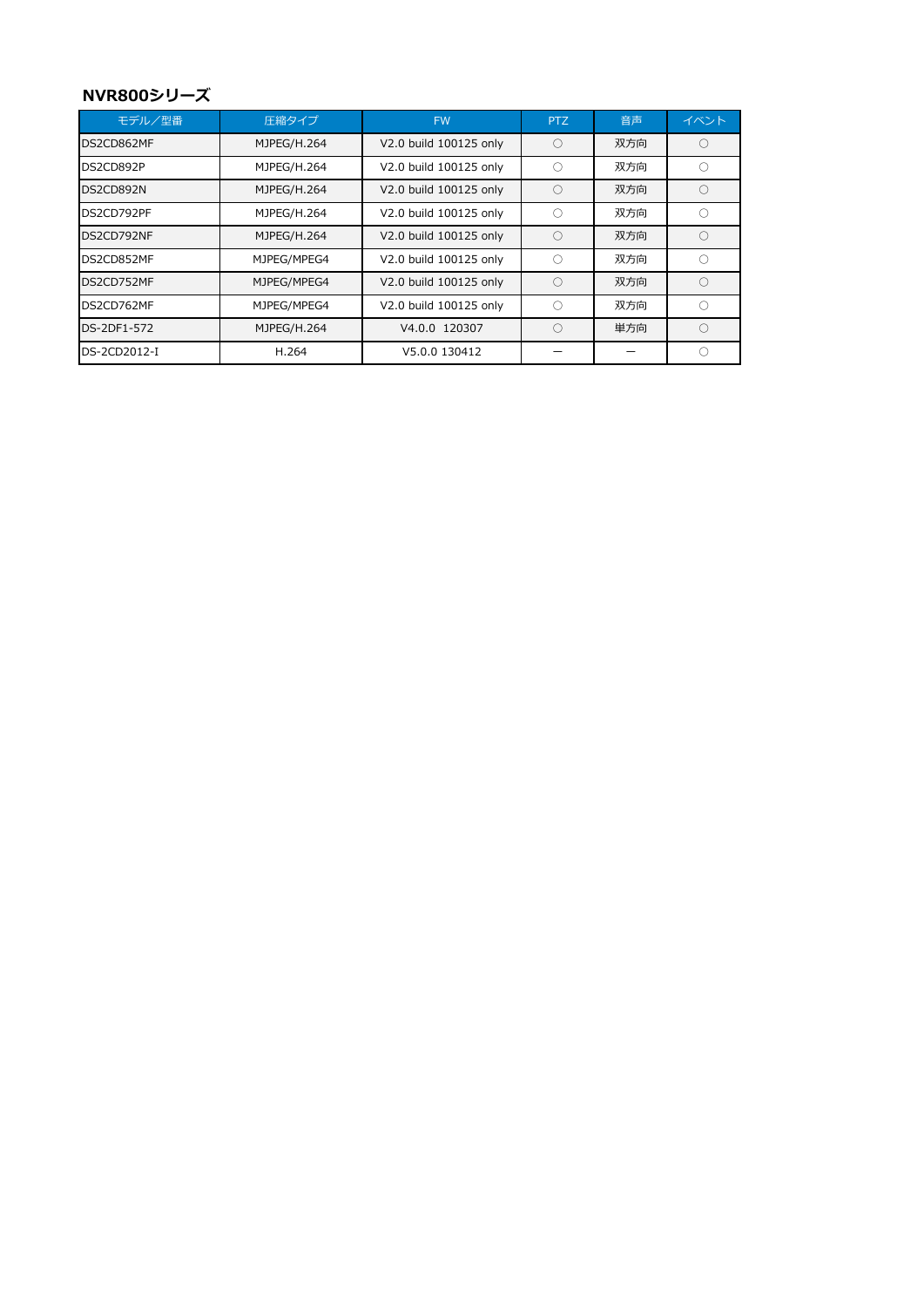### NVR800シリーズ

| モデル／型番 | 圧縮タイプ | FW | PTZ | 音声 | イベント |
|---|---|---|---|---|---|
| DS2CD862MF | MJPEG/H.264 | V2.0 build 100125 only | ○ | 双方向 | ○ |
| DS2CD892P | MJPEG/H.264 | V2.0 build 100125 only | ○ | 双方向 | ○ |
| DS2CD892N | MJPEG/H.264 | V2.0 build 100125 only | ○ | 双方向 | ○ |
| DS2CD792PF | MJPEG/H.264 | V2.0 build 100125 only | ○ | 双方向 | ○ |
| DS2CD792NF | MJPEG/H.264 | V2.0 build 100125 only | ○ | 双方向 | ○ |
| DS2CD852MF | MJPEG/MPEG4 | V2.0 build 100125 only | ○ | 双方向 | ○ |
| DS2CD752MF | MJPEG/MPEG4 | V2.0 build 100125 only | ○ | 双方向 | ○ |
| DS2CD762MF | MJPEG/MPEG4 | V2.0 build 100125 only | ○ | 双方向 | ○ |
| DS-2DF1-572 | MJPEG/H.264 | V4.0.0 120307 | ○ | 単方向 | ○ |
| DS-2CD2012-I | H.264 | V5.0.0 130412 | ー | ー | ○ |